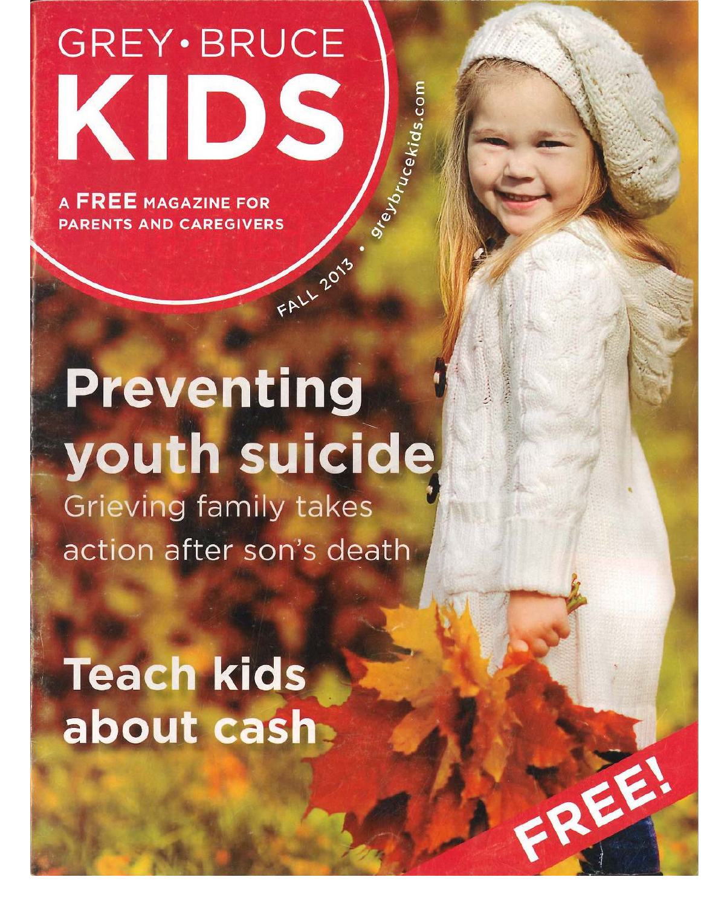# GREY • BRUCE KIDS

A **FREE** MAGAZINE FOR PARENTS AND CAREGIVERS

FALL 2013 • greybrucekids.com

## Preventing youth suicide

Grieving family takes action after son's death

## Teach kids about cash

FREE!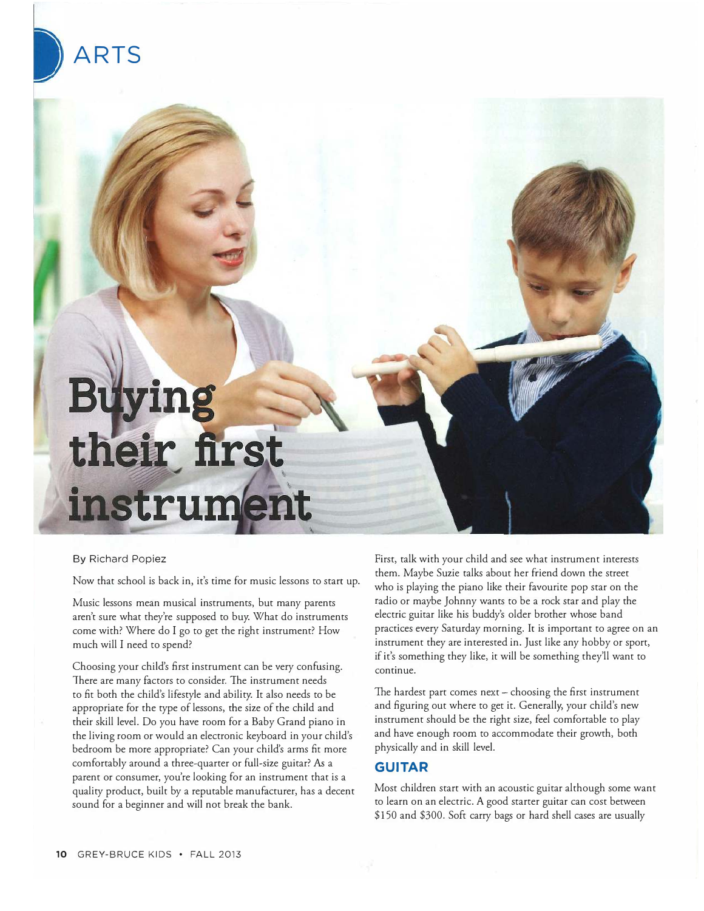# ARTS

# Buying their first instrument

By Richard Popiez

Now that school is back in, it's time for music lessons to start up.

Music lessons mean musical instruments, but many parents aren't sure what they're supposed to buy. What do instruments come with? Where do I go to get the right instrument? How much will I need to spend?

Choosing your child's first instrument can be very confusing. There are many factors to consider. The instrument needs to fit both the child's lifestyle and ability. It also needs to be appropriate for the type of lessons, the size of the child and their skill level. Do you have room for a Baby Grand piano in the living room or would an electronic keyboard in your child's bedroom be more appropriate? Can your child's arms fit more comfortably around a three-quarter or full-size guitar? As a parent or consumer, you're looking for an instrument that is a quality product, built by a reputable manufacturer, has a decent sound for a beginner and will not break the bank.

First, talk with your child and see what instrument interests them. Maybe Suzie talks about her friend down the street who is playing the piano like their favourite pop star on the radio or maybe Johnny wants to be a rock star and play the electric guitar like his buddy's older brother whose band practices every Saturday morning. It is important to agree on an instrument they are interested in. Just like any hobby or sport, if it's something they like, it will be something they'll want to continue.

The hardest part comes next – choosing the first instrument and figuring out where to get it. Generally, your child's new instrument should be the right size, feel comfortable to play and have enough room to accommodate their growth, both physically and in skill level.

## GUITAR

Most children start with an acoustic guitar although some want to learn on an electric. A good starter guitar can cost between $150 and $300. Soft carry bags or hard shell cases are usually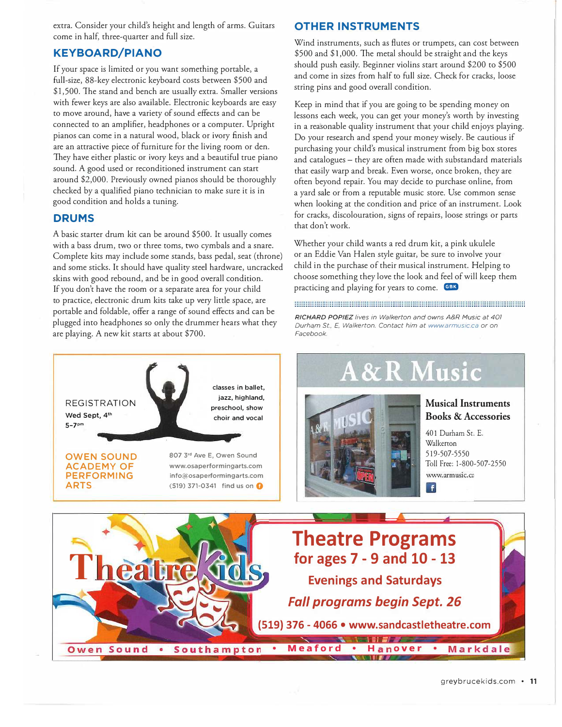extra. Consider your child's height and length of arms. Guitars come in half, three-quarter and full size.

## KEYBOARD/PIANO

If your space is limited or you want something portable, a full-size, 88-key electronic keyboard costs between $500 and $1,500. The stand and bench are usually extra. Smaller versions with fewer keys are also available. Electronic keyboards are easy to move around, have a variety of sound effects and can be connected to an amplifier, headphones or a computer. Upright pianos can come in a natural wood, black or ivory finish and are an attractive piece of furniture for the living room or den. They have either plastic or ivory keys and a beautiful true piano sound. A good used or reconditioned instrument can start around $2,000. Previously owned pianos should be thoroughly checked by a qualified piano technician to make sure it is in good condition and holds a tuning.

## DRUMS

A basic starter drum kit can be around $500. It usually comes with a bass drum, two or three toms, two cymbals and a snare. Complete kits may include some stands, bass pedal, seat (throne) and some sticks. It should have quality steel hardware, uncracked skins with good rebound, and be in good overall condition. If you don't have the room or a separate area for your child to practice, electronic drum kits take up very little space, are portable and foldable, offer a range of sound effects and can be plugged into headphones so only the drummer hears what they are playing. A new kit starts at about $700.

## OTHER INSTRUMENTS

Wind instruments, such as flutes or trumpets, can cost between $500 and $1,000. The metal should be straight and the keys should push easily. Beginner violins start around $200 to $500 and come in sizes from half to full size. Check for cracks, loose string pins and good overall condition.

Keep in mind that if you are going to be spending money on lessons each week, you can get your money's worth by investing in a reasonable quality instrument that your child enjoys playing. Do your research and spend your money wisely. Be cautious if purchasing your child's musical instrument from big box stores and catalogues – they are often made with substandard materials that easily warp and break. Even worse, once broken, they are often beyond repair. You may decide to purchase online, from a yard sale or from a reputable music store. Use common sense when looking at the condition and price of an instrument. Look for cracks, discolouration, signs of repairs, loose strings or parts that don't work.

Whether your child wants a red drum kit, a pink ukulele or an Eddie Van Halen style guitar, be sure to involve your child in the purchase of their musical instrument. Helping to choose something they love the look and feel of will keep them practicing and playing for years to come. GBK

*RICHARD POPIEZ lives in Walkerton and owns A&R Music at 401 Durham St., E, Walkerton. Contact him at www.armusic.ca or on Facebook.*

REGISTRATION
Wed Sept, 4th
5–7pm

classes in ballet, jazz, highland, preschool, show choir and vocal

OWEN SOUND ACADEMY OF PERFORMING ARTS

807 3rd Ave E, Owen Sound
www.osaperformingarts.com
info@osaperformingarts.com
(519) 371-0341 find us on

**A&R Music**

**Musical Instruments**
**Books & Accessories**

401 Durham St. E.
Walkerton
519-507-5550
Toll Free: 1-800-507-2550
www.armusic.ca

**TheatreKids**

**Theatre Programs**
**for ages 7 - 9 and 10 - 13**
**Evenings and Saturdays**
***Fall programs begin Sept. 26***
**(519) 376 - 4066 • www.sandcastletheatre.com**

Owen Sound • Southampton • Meaford • Hanover • Markdale